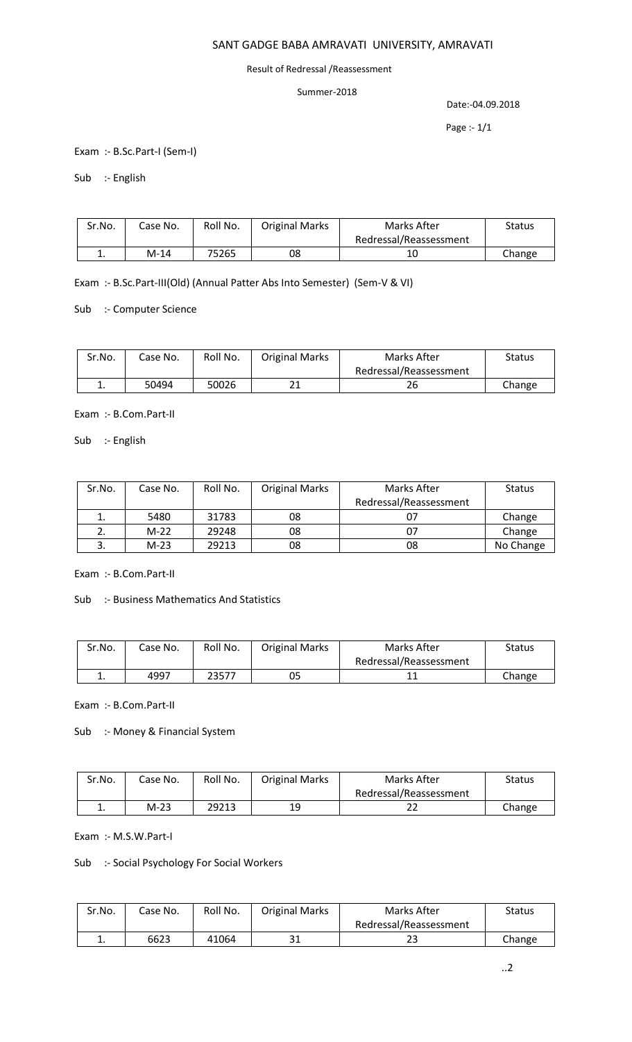# SANT GADGE BABA AMRAVATI UNIVERSITY, AMRAVATI

Result of Redressal /Reassessment

Summer-2018

Date:-04.09.2018

Exam :- B.Sc.Part-I (Sem-I)

Sub :- English

| Sr.No. | Case No. | Roll No. | Original Marks | Marks After Redressal/Reassessment | Status |
|---|---|---|---|---|---|
| 1. | M-14 | 75265 | 08 | 10 | Change |

Exam :- B.Sc.Part-III(Old) (Annual Patter Abs Into Semester) (Sem-V & VI)

Sub :- Computer Science

| Sr.No. | Case No. | Roll No. | Original Marks | Marks After Redressal/Reassessment | Status |
|---|---|---|---|---|---|
| 1. | 50494 | 50026 | 21 | 26 | Change |

Exam :- B.Com.Part-II

Sub :- English

| Sr.No. | Case No. | Roll No. | Original Marks | Marks After Redressal/Reassessment | Status |
|---|---|---|---|---|---|
| 1. | 5480 | 31783 | 08 | 07 | Change |
| 2. | M-22 | 29248 | 08 | 07 | Change |
| 3. | M-23 | 29213 | 08 | 08 | No Change |

Exam :- B.Com.Part-II

Sub :- Business Mathematics And Statistics

| Sr.No. | Case No. | Roll No. | Original Marks | Marks After Redressal/Reassessment | Status |
|---|---|---|---|---|---|
| 1. | 4997 | 23577 | 05 | 11 | Change |

Exam :- B.Com.Part-II

Sub :- Money & Financial System

| Sr.No. | Case No. | Roll No. | Original Marks | Marks After Redressal/Reassessment | Status |
|---|---|---|---|---|---|
| 1. | M-23 | 29213 | 19 | 22 | Change |

Exam :- M.S.W.Part-I

Sub :- Social Psychology For Social Workers

| Sr.No. | Case No. | Roll No. | Original Marks | Marks After Redressal/Reassessment | Status |
|---|---|---|---|---|---|
| 1. | 6623 | 41064 | 31 | 23 | Change |

..2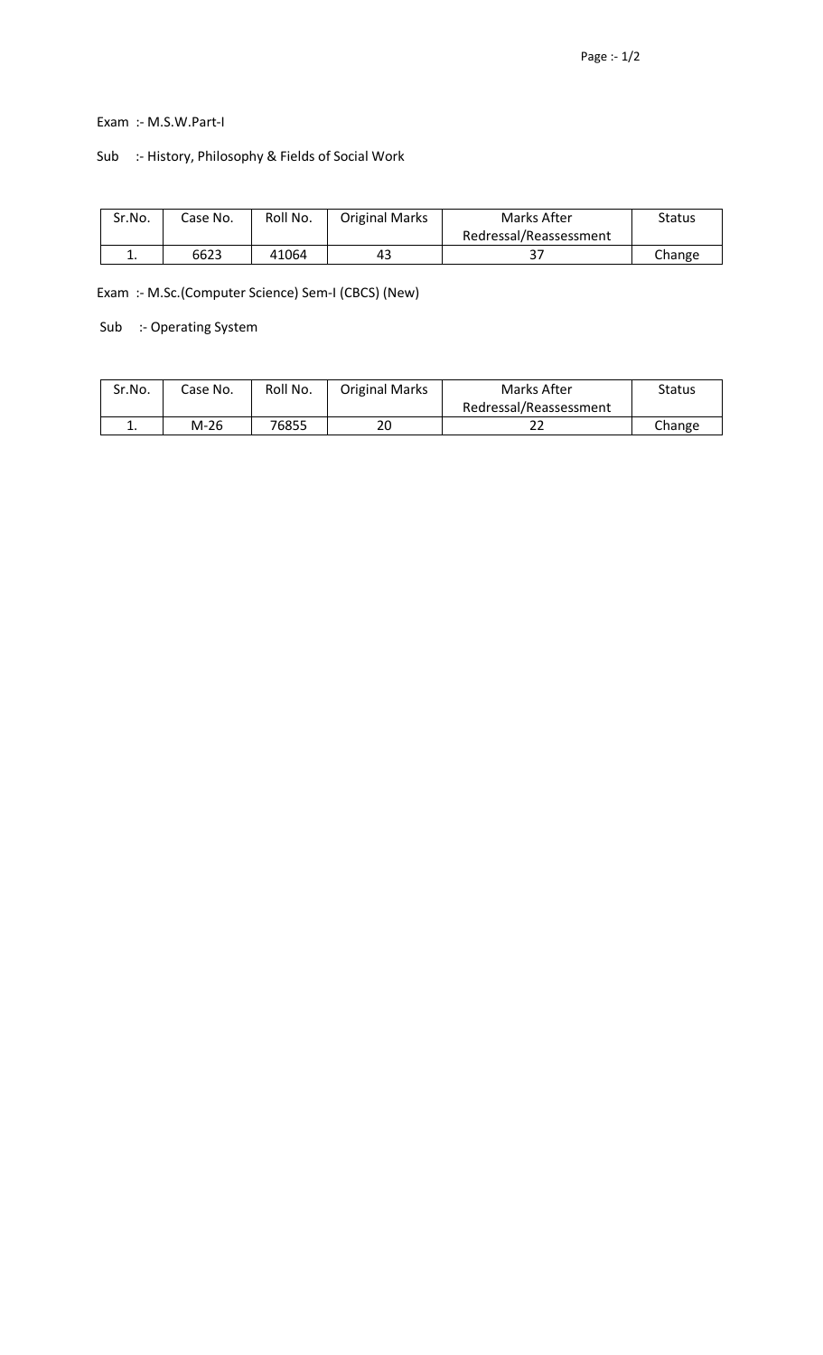Exam :- M.S.W.Part-I

Sub :- History, Philosophy & Fields of Social Work

| Sr.No. | Case No. | Roll No. | Original Marks | Marks After Redressal/Reassessment | Status |
|---|---|---|---|---|---|
| 1. | 6623 | 41064 | 43 | 37 | Change |

Exam :- M.Sc.(Computer Science) Sem-I (CBCS) (New)

Sub :- Operating System

| Sr.No. | Case No. | Roll No. | Original Marks | Marks After Redressal/Reassessment | Status |
|---|---|---|---|---|---|
| 1. | M-26 | 76855 | 20 | 22 | Change |